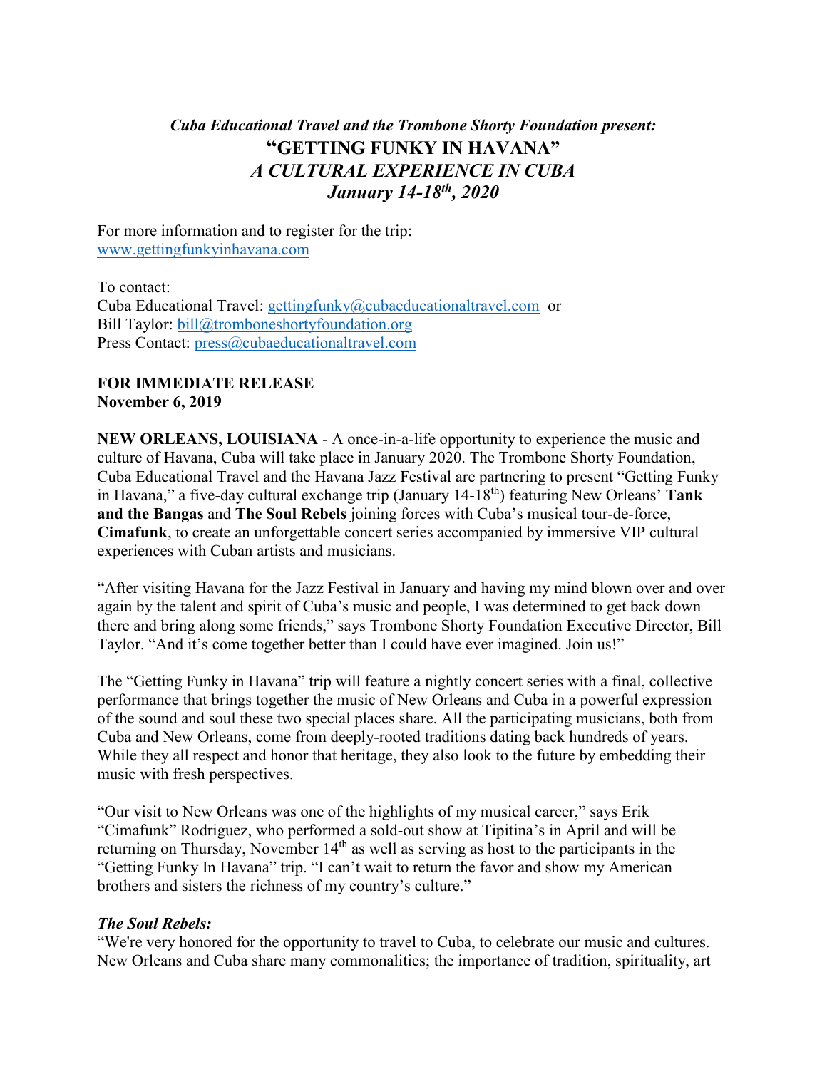### *Cuba Educational Travel and the Trombone Shorty Foundation present:*

# "GETTING FUNKY IN HAVANA"

## *A CULTURAL EXPERIENCE IN CUBA*

## *January 14-18th, 2020*

For more information and to register for the trip:
www.gettingfunkyinhavana.com

To contact:
Cuba Educational Travel: gettingfunky@cubaeducationaltravel.com or
Bill Taylor: bill@tromboneshortyfoundation.org
Press Contact: press@cubaeducationaltravel.com

**FOR IMMEDIATE RELEASE**
**November 6, 2019**

**NEW ORLEANS, LOUISIANA** - A once-in-a-life opportunity to experience the music and culture of Havana, Cuba will take place in January 2020. The Trombone Shorty Foundation, Cuba Educational Travel and the Havana Jazz Festival are partnering to present "Getting Funky in Havana," a five-day cultural exchange trip (January 14-18th) featuring New Orleans' **Tank and the Bangas** and **The Soul Rebels** joining forces with Cuba's musical tour-de-force, **Cimafunk**, to create an unforgettable concert series accompanied by immersive VIP cultural experiences with Cuban artists and musicians.

"After visiting Havana for the Jazz Festival in January and having my mind blown over and over again by the talent and spirit of Cuba's music and people, I was determined to get back down there and bring along some friends," says Trombone Shorty Foundation Executive Director, Bill Taylor. "And it's come together better than I could have ever imagined. Join us!"

The "Getting Funky in Havana" trip will feature a nightly concert series with a final, collective performance that brings together the music of New Orleans and Cuba in a powerful expression of the sound and soul these two special places share. All the participating musicians, both from Cuba and New Orleans, come from deeply-rooted traditions dating back hundreds of years. While they all respect and honor that heritage, they also look to the future by embedding their music with fresh perspectives.

"Our visit to New Orleans was one of the highlights of my musical career," says Erik "Cimafunk" Rodriguez, who performed a sold-out show at Tipitina's in April and will be returning on Thursday, November 14th as well as serving as host to the participants in the "Getting Funky In Havana" trip. "I can't wait to return the favor and show my American brothers and sisters the richness of my country's culture."

***The Soul Rebels:***

"We're very honored for the opportunity to travel to Cuba, to celebrate our music and cultures. New Orleans and Cuba share many commonalities; the importance of tradition, spirituality, art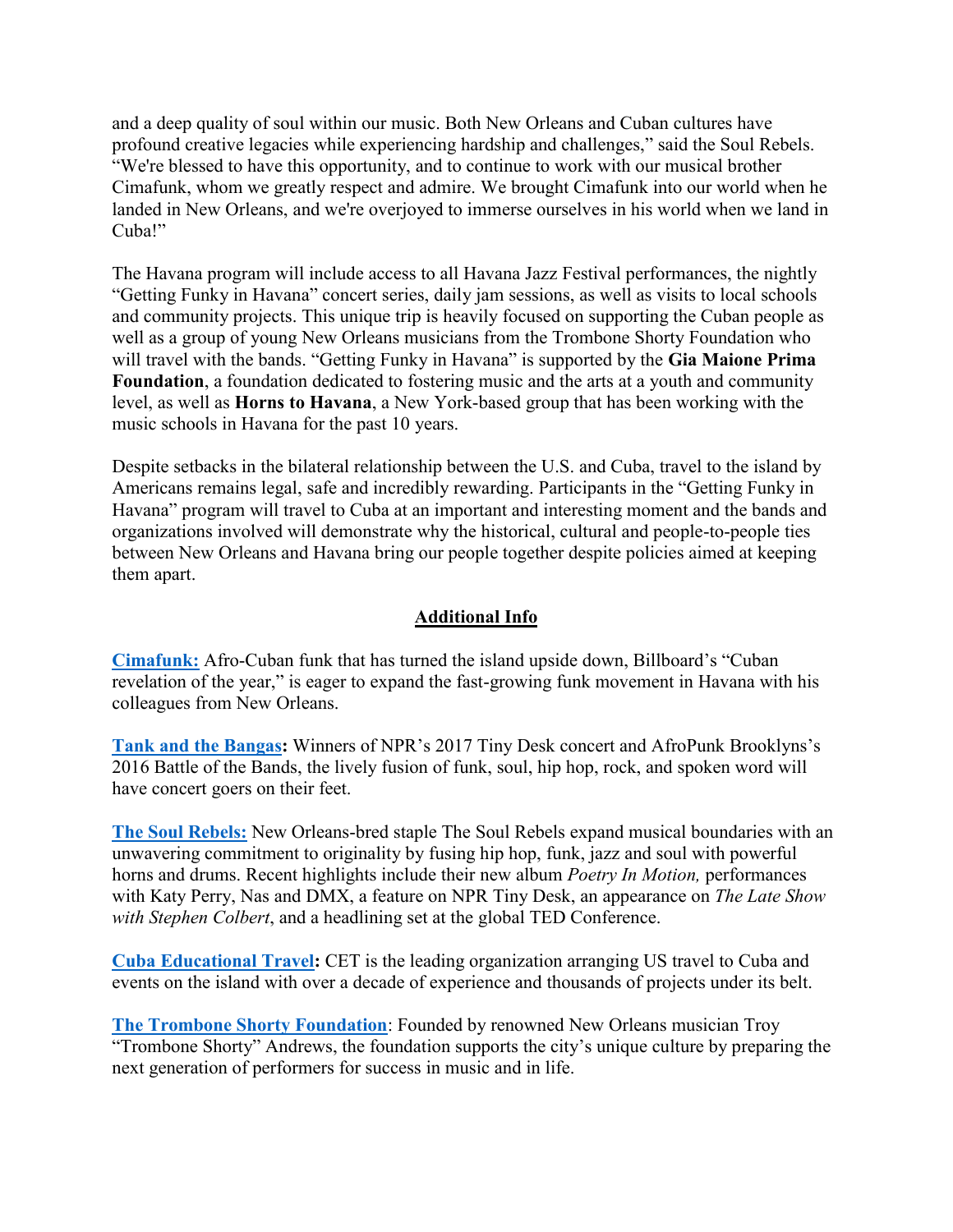and a deep quality of soul within our music. Both New Orleans and Cuban cultures have profound creative legacies while experiencing hardship and challenges," said the Soul Rebels. "We're blessed to have this opportunity, and to continue to work with our musical brother Cimafunk, whom we greatly respect and admire. We brought Cimafunk into our world when he landed in New Orleans, and we're overjoyed to immerse ourselves in his world when we land in Cuba!"

The Havana program will include access to all Havana Jazz Festival performances, the nightly "Getting Funky in Havana" concert series, daily jam sessions, as well as visits to local schools and community projects. This unique trip is heavily focused on supporting the Cuban people as well as a group of young New Orleans musicians from the Trombone Shorty Foundation who will travel with the bands. "Getting Funky in Havana" is supported by the **Gia Maione Prima Foundation**, a foundation dedicated to fostering music and the arts at a youth and community level, as well as **Horns to Havana**, a New York-based group that has been working with the music schools in Havana for the past 10 years.

Despite setbacks in the bilateral relationship between the U.S. and Cuba, travel to the island by Americans remains legal, safe and incredibly rewarding. Participants in the "Getting Funky in Havana" program will travel to Cuba at an important and interesting moment and the bands and organizations involved will demonstrate why the historical, cultural and people-to-people ties between New Orleans and Havana bring our people together despite policies aimed at keeping them apart.

## Additional Info

**Cimafunk:** Afro-Cuban funk that has turned the island upside down, Billboard's "Cuban revelation of the year," is eager to expand the fast-growing funk movement in Havana with his colleagues from New Orleans.

**Tank and the Bangas:** Winners of NPR's 2017 Tiny Desk concert and AfroPunk Brooklyns's 2016 Battle of the Bands, the lively fusion of funk, soul, hip hop, rock, and spoken word will have concert goers on their feet.

**The Soul Rebels:** New Orleans-bred staple The Soul Rebels expand musical boundaries with an unwavering commitment to originality by fusing hip hop, funk, jazz and soul with powerful horns and drums. Recent highlights include their new album *Poetry In Motion,* performances with Katy Perry, Nas and DMX, a feature on NPR Tiny Desk, an appearance on *The Late Show with Stephen Colbert*, and a headlining set at the global TED Conference.

**Cuba Educational Travel:** CET is the leading organization arranging US travel to Cuba and events on the island with over a decade of experience and thousands of projects under its belt.

**The Trombone Shorty Foundation**: Founded by renowned New Orleans musician Troy "Trombone Shorty" Andrews, the foundation supports the city's unique culture by preparing the next generation of performers for success in music and in life.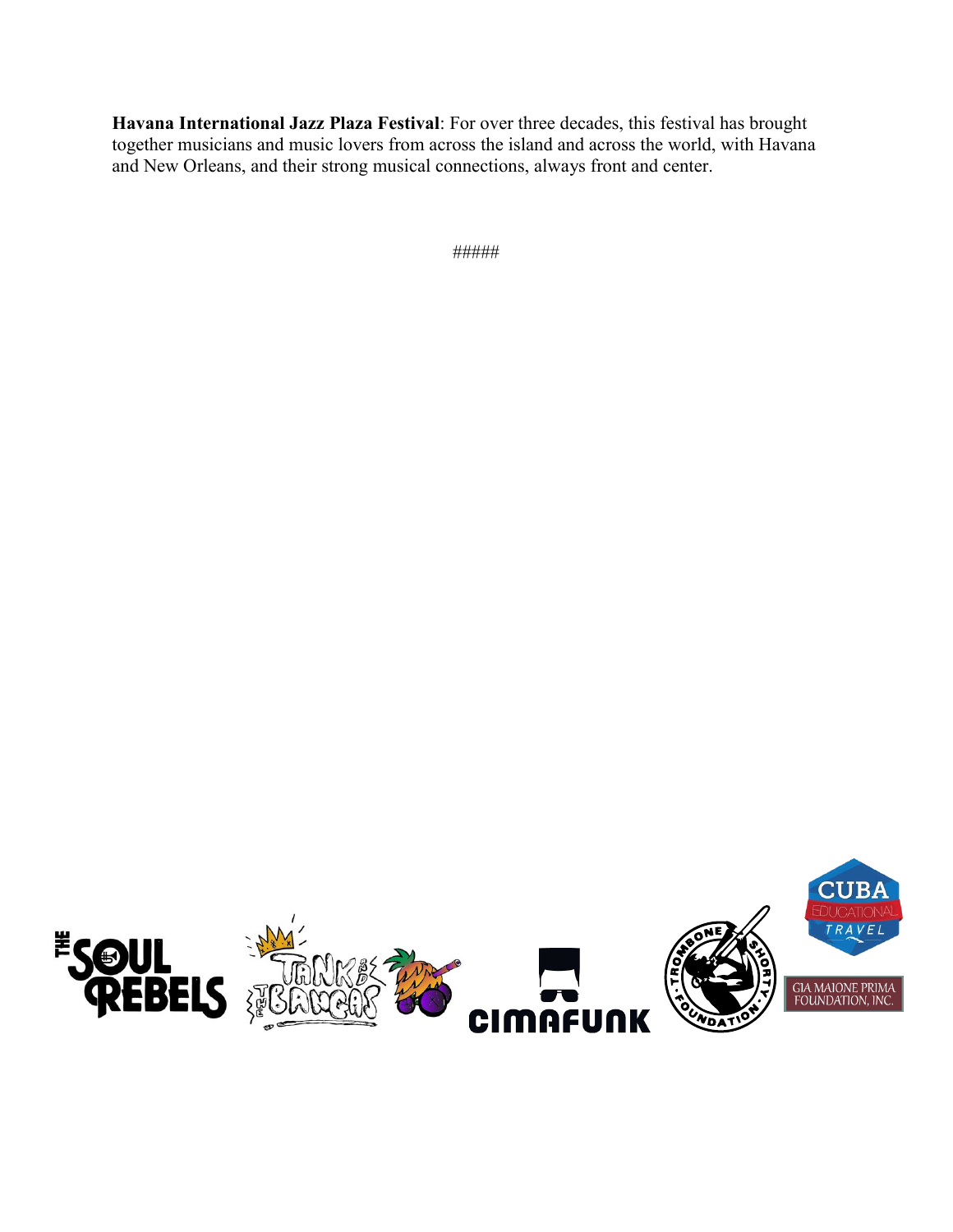**Havana International Jazz Plaza Festival**: For over three decades, this festival has brought together musicians and music lovers from across the island and across the world, with Havana and New Orleans, and their strong musical connections, always front and center.

#####